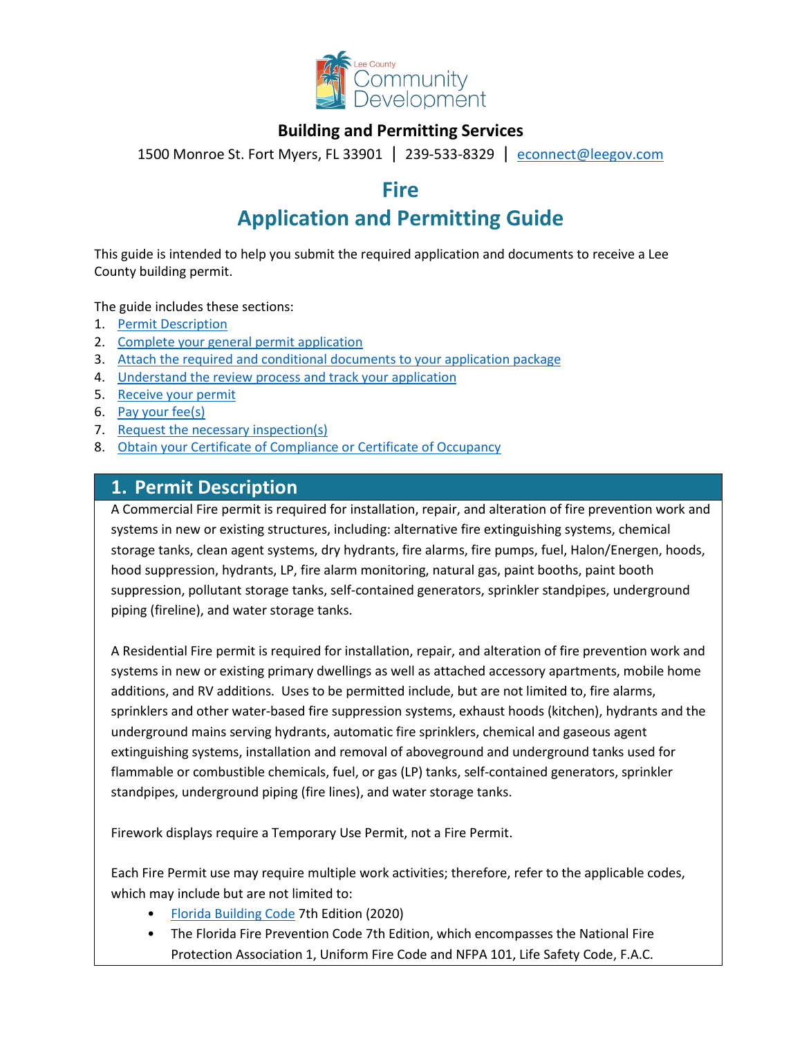Lee County Community Development

**Building and Permitting Services**

1500 Monroe St. Fort Myers, FL 33901 | 239-533-8329 | [econnect@leegov.com](mailto:econnect@leegov.com)

# Fire

# Application and Permitting Guide

This guide is intended to help you submit the required application and documents to receive a Lee County building permit.

The guide includes these sections:

1. Permit Description
2. Complete your general permit application
3. Attach the required and conditional documents to your application package
4. Understand the review process and track your application
5. Receive your permit
6. Pay your fee(s)
7. Request the necessary inspection(s)
8. Obtain your Certificate of Compliance or Certificate of Occupancy

## 1. Permit Description

A Commercial Fire permit is required for installation, repair, and alteration of fire prevention work and systems in new or existing structures, including: alternative fire extinguishing systems, chemical storage tanks, clean agent systems, dry hydrants, fire alarms, fire pumps, fuel, Halon/Energen, hoods, hood suppression, hydrants, LP, fire alarm monitoring, natural gas, paint booths, paint booth suppression, pollutant storage tanks, self-contained generators, sprinkler standpipes, underground piping (fireline), and water storage tanks.

A Residential Fire permit is required for installation, repair, and alteration of fire prevention work and systems in new or existing primary dwellings as well as attached accessory apartments, mobile home additions, and RV additions. Uses to be permitted include, but are not limited to, fire alarms, sprinklers and other water-based fire suppression systems, exhaust hoods (kitchen), hydrants and the underground mains serving hydrants, automatic fire sprinklers, chemical and gaseous agent extinguishing systems, installation and removal of aboveground and underground tanks used for flammable or combustible chemicals, fuel, or gas (LP) tanks, self-contained generators, sprinkler standpipes, underground piping (fire lines), and water storage tanks.

Firework displays require a Temporary Use Permit, not a Fire Permit.

Each Fire Permit use may require multiple work activities; therefore, refer to the applicable codes, which may include but are not limited to:

- Florida Building Code 7th Edition (2020)
- The Florida Fire Prevention Code 7th Edition, which encompasses the National Fire Protection Association 1, Uniform Fire Code and NFPA 101, Life Safety Code, F.A.C.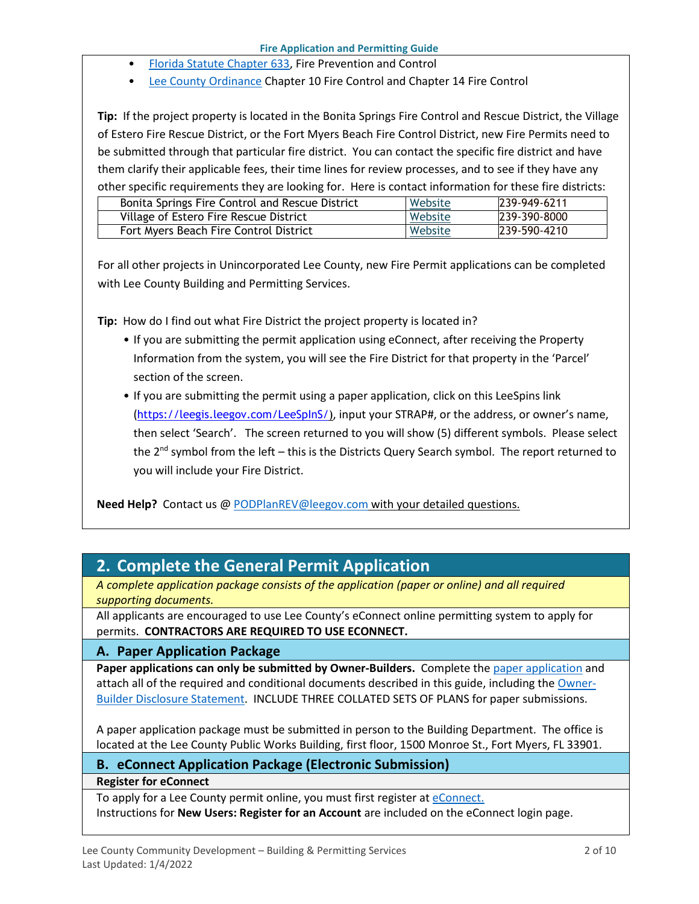- [Florida Statute Chapter 633](), Fire Prevention and Control
- [Lee County Ordinance]() Chapter 10 Fire Control and Chapter 14 Fire Control

**Tip:** If the project property is located in the Bonita Springs Fire Control and Rescue District, the Village of Estero Fire Rescue District, or the Fort Myers Beach Fire Control District, new Fire Permits need to be submitted through that particular fire district. You can contact the specific fire district and have them clarify their applicable fees, their time lines for review processes, and to see if they have any other specific requirements they are looking for. Here is contact information for these fire districts:

| | | |
|---|---|---|
| Bonita Springs Fire Control and Rescue District | Website | 239-949-6211 |
| Village of Estero Fire Rescue District | Website | 239-390-8000 |
| Fort Myers Beach Fire Control District | Website | 239-590-4210 |

For all other projects in Unincorporated Lee County, new Fire Permit applications can be completed with Lee County Building and Permitting Services.

**Tip:** How do I find out what Fire District the project property is located in?

- If you are submitting the permit application using eConnect, after receiving the Property Information from the system, you will see the Fire District for that property in the 'Parcel' section of the screen.
- If you are submitting the permit using a paper application, click on this LeeSpins link (https://leegis.leegov.com/LeeSpInS/), input your STRAP#, or the address, or owner's name, then select 'Search'. The screen returned to you will show (5) different symbols. Please select the 2nd symbol from the left – this is the Districts Query Search symbol. The report returned to you will include your Fire District.

**Need Help?** Contact us @ PODPlanREV@leegov.com with your detailed questions.

## 2. Complete the General Permit Application

*A complete application package consists of the application (paper or online) and all required supporting documents.*

All applicants are encouraged to use Lee County's eConnect online permitting system to apply for permits. **CONTRACTORS ARE REQUIRED TO USE ECONNECT.**

### A. Paper Application Package

**Paper applications can only be submitted by Owner-Builders.** Complete the [paper application]() and attach all of the required and conditional documents described in this guide, including the [Owner-Builder Disclosure Statement](). INCLUDE THREE COLLATED SETS OF PLANS for paper submissions.

A paper application package must be submitted in person to the Building Department. The office is located at the Lee County Public Works Building, first floor, 1500 Monroe St., Fort Myers, FL 33901.

### B. eConnect Application Package (Electronic Submission)

**Register for eConnect**

To apply for a Lee County permit online, you must first register at [eConnect.]()
Instructions for **New Users: Register for an Account** are included on the eConnect login page.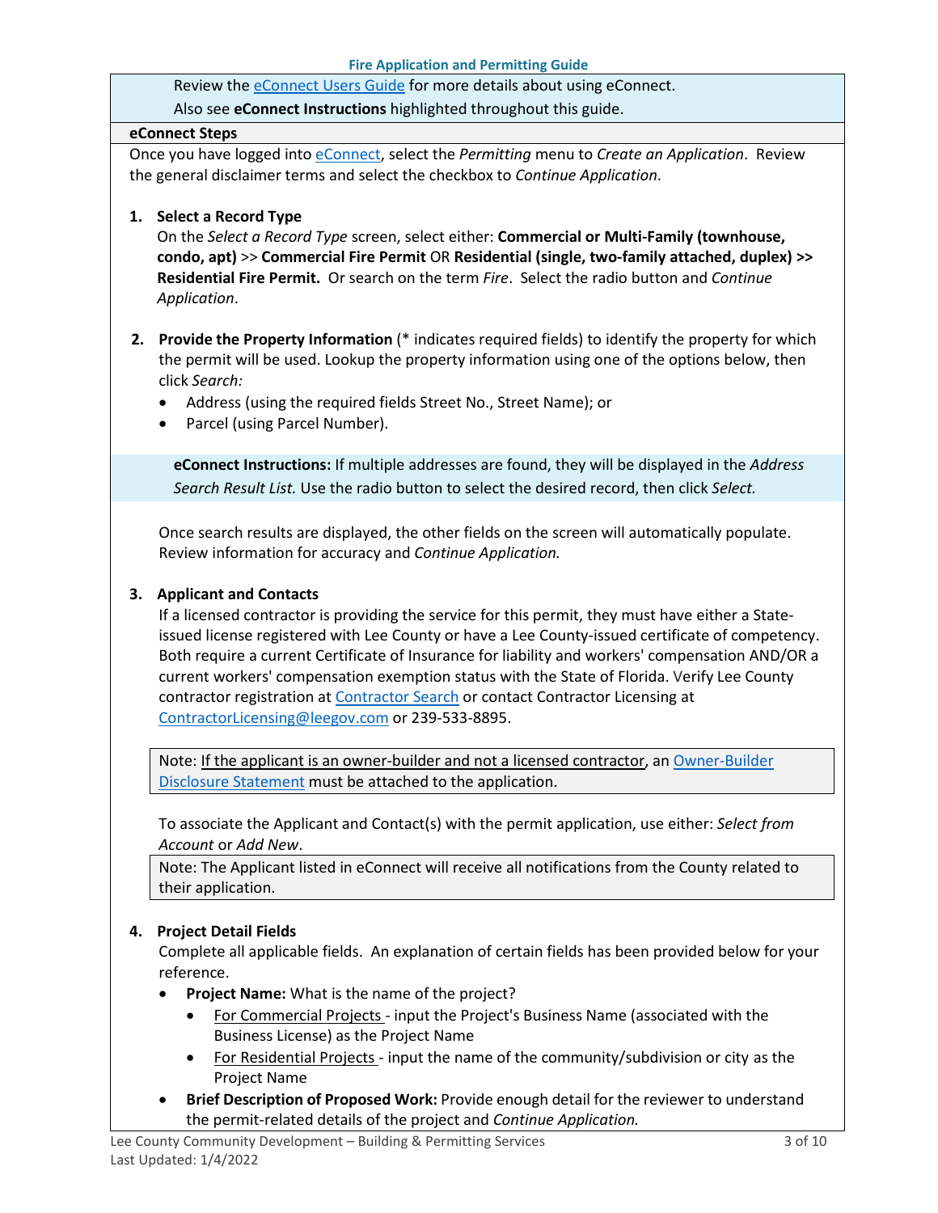Review the eConnect Users Guide for more details about using eConnect.

Also see **eConnect Instructions** highlighted throughout this guide.

**eConnect Steps**

Once you have logged into eConnect, select the *Permitting* menu to *Create an Application*. Review the general disclaimer terms and select the checkbox to *Continue Application*.

1. **Select a Record Type**
   On the *Select a Record Type* screen, select either: **Commercial or Multi-Family (townhouse, condo, apt)** >> **Commercial Fire Permit** OR **Residential (single, two-family attached, duplex) >> Residential Fire Permit.** Or search on the term *Fire*. Select the radio button and *Continue Application*.

2. **Provide the Property Information** (* indicates required fields) to identify the property for which the permit will be used. Lookup the property information using one of the options below, then click *Search:*
   - Address (using the required fields Street No., Street Name); or
   - Parcel (using Parcel Number).

   **eConnect Instructions:** If multiple addresses are found, they will be displayed in the *Address Search Result List.* Use the radio button to select the desired record, then click *Select.*

   Once search results are displayed, the other fields on the screen will automatically populate. Review information for accuracy and *Continue Application.*

3. **Applicant and Contacts**
   If a licensed contractor is providing the service for this permit, they must have either a State-issued license registered with Lee County or have a Lee County-issued certificate of competency. Both require a current Certificate of Insurance for liability and workers' compensation AND/OR a current workers' compensation exemption status with the State of Florida. Verify Lee County contractor registration at Contractor Search or contact Contractor Licensing at ContractorLicensing@leegov.com or 239-533-8895.

   Note: If the applicant is an owner-builder and not a licensed contractor, an Owner-Builder Disclosure Statement must be attached to the application.

   To associate the Applicant and Contact(s) with the permit application, use either: *Select from Account* or *Add New*.

   Note: The Applicant listed in eConnect will receive all notifications from the County related to their application.

4. **Project Detail Fields**
   Complete all applicable fields. An explanation of certain fields has been provided below for your reference.
   - **Project Name:** What is the name of the project?
     - For Commercial Projects - input the Project's Business Name (associated with the Business License) as the Project Name
     - For Residential Projects - input the name of the community/subdivision or city as the Project Name
   - **Brief Description of Proposed Work:** Provide enough detail for the reviewer to understand the permit-related details of the project and *Continue Application.*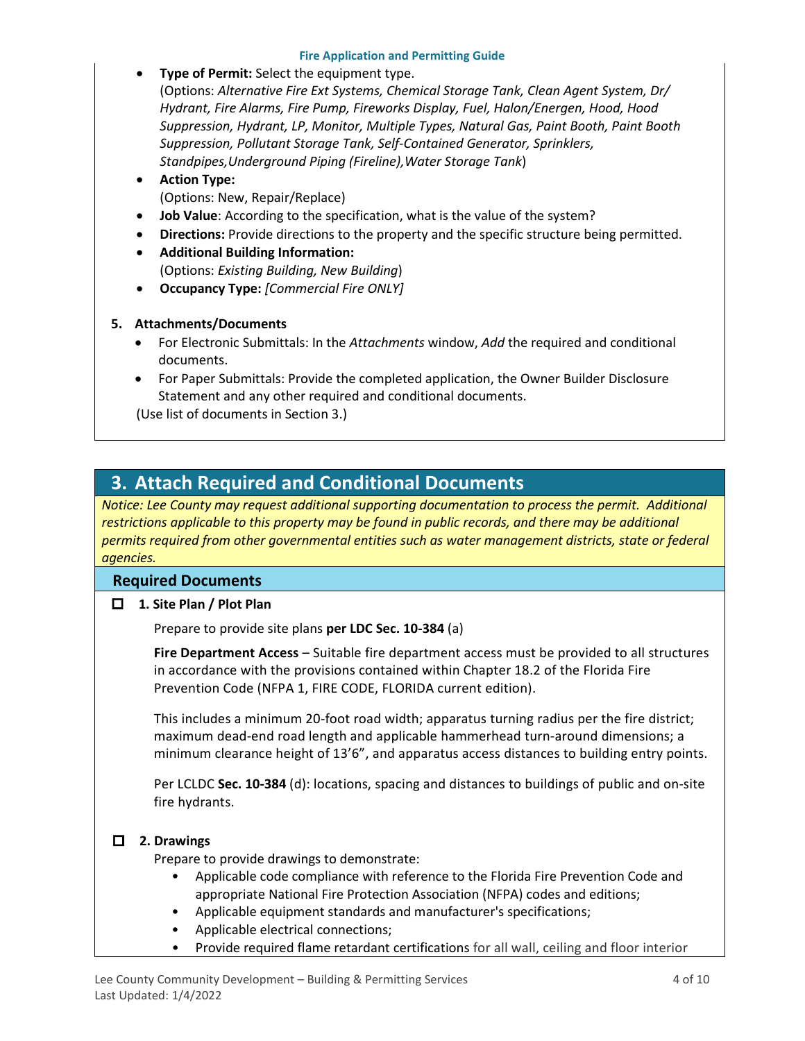- **Type of Permit:** Select the equipment type.
  (Options: *Alternative Fire Ext Systems, Chemical Storage Tank, Clean Agent System, Dr/ Hydrant, Fire Alarms, Fire Pump, Fireworks Display, Fuel, Halon/Energen, Hood, Hood Suppression, Hydrant, LP, Monitor, Multiple Types, Natural Gas, Paint Booth, Paint Booth Suppression, Pollutant Storage Tank, Self-Contained Generator, Sprinklers, Standpipes,Underground Piping (Fireline),Water Storage Tank*)
- **Action Type:**
  (Options: New, Repair/Replace)
- **Job Value**: According to the specification, what is the value of the system?
- **Directions:** Provide directions to the property and the specific structure being permitted.
- **Additional Building Information:**
  (Options: *Existing Building, New Building*)
- **Occupancy Type:** *[Commercial Fire ONLY]*

**5. Attachments/Documents**

- For Electronic Submittals: In the *Attachments* window, *Add* the required and conditional documents.
- For Paper Submittals: Provide the completed application, the Owner Builder Disclosure Statement and any other required and conditional documents.

(Use list of documents in Section 3.)

## 3. Attach Required and Conditional Documents

*Notice: Lee County may request additional supporting documentation to process the permit. Additional restrictions applicable to this property may be found in public records, and there may be additional permits required from other governmental entities such as water management districts, state or federal agencies.*

### Required Documents

☐ **1. Site Plan / Plot Plan**

Prepare to provide site plans **per LDC Sec. 10-384** (a)

**Fire Department Access** – Suitable fire department access must be provided to all structures in accordance with the provisions contained within Chapter 18.2 of the Florida Fire Prevention Code (NFPA 1, FIRE CODE, FLORIDA current edition).

This includes a minimum 20-foot road width; apparatus turning radius per the fire district; maximum dead-end road length and applicable hammerhead turn-around dimensions; a minimum clearance height of 13'6", and apparatus access distances to building entry points.

Per LCLDC **Sec. 10-384** (d): locations, spacing and distances to buildings of public and on-site fire hydrants.

☐ **2. Drawings**

Prepare to provide drawings to demonstrate:

- Applicable code compliance with reference to the Florida Fire Prevention Code and appropriate National Fire Protection Association (NFPA) codes and editions;
- Applicable equipment standards and manufacturer's specifications;
- Applicable electrical connections;
- Provide required flame retardant certifications for all wall, ceiling and floor interior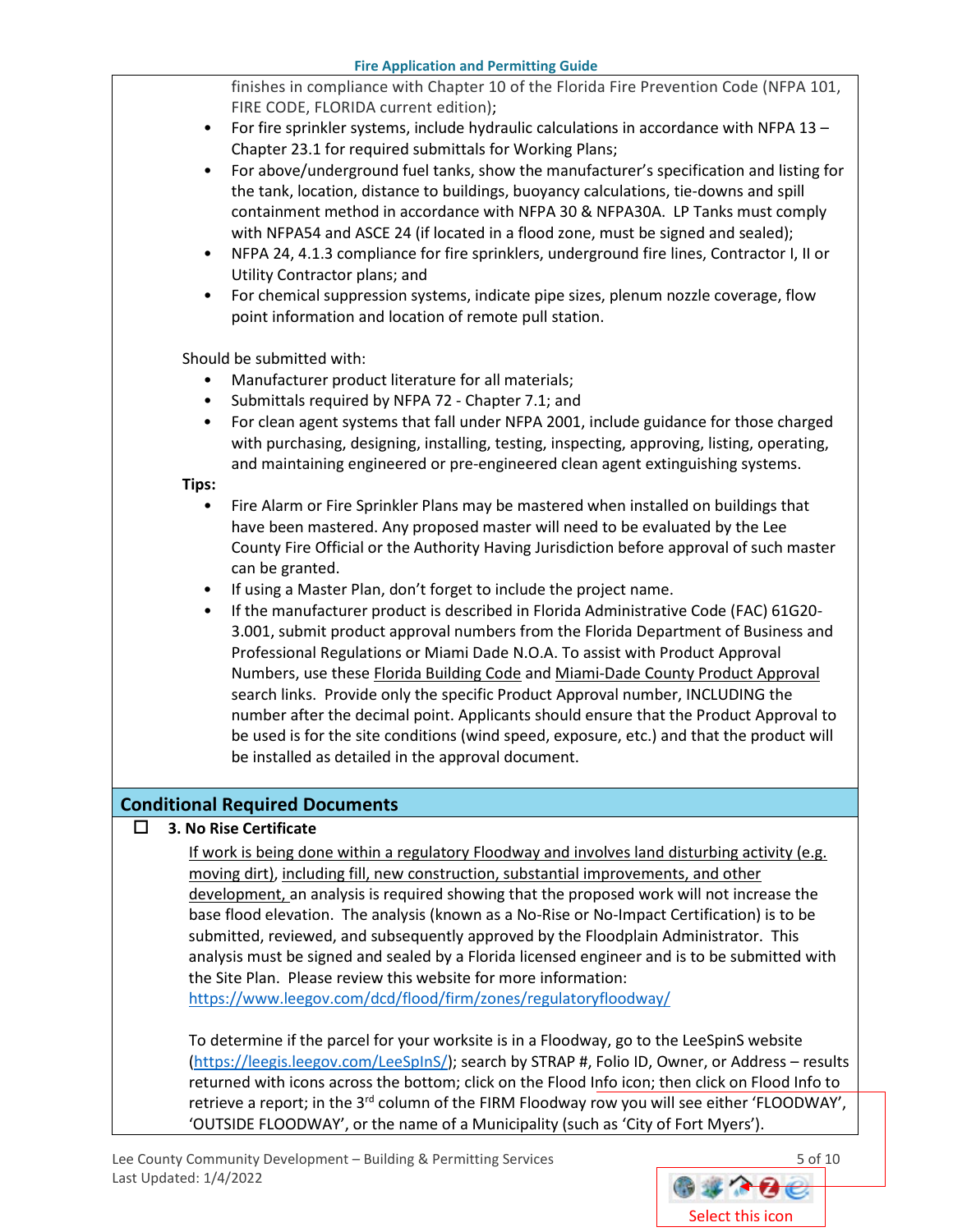finishes in compliance with Chapter 10 of the Florida Fire Prevention Code (NFPA 101, FIRE CODE, FLORIDA current edition);

- For fire sprinkler systems, include hydraulic calculations in accordance with NFPA 13 – Chapter 23.1 for required submittals for Working Plans;
- For above/underground fuel tanks, show the manufacturer's specification and listing for the tank, location, distance to buildings, buoyancy calculations, tie-downs and spill containment method in accordance with NFPA 30 & NFPA30A. LP Tanks must comply with NFPA54 and ASCE 24 (if located in a flood zone, must be signed and sealed);
- NFPA 24, 4.1.3 compliance for fire sprinklers, underground fire lines, Contractor I, II or Utility Contractor plans; and
- For chemical suppression systems, indicate pipe sizes, plenum nozzle coverage, flow point information and location of remote pull station.

Should be submitted with:

- Manufacturer product literature for all materials;
- Submittals required by NFPA 72 - Chapter 7.1; and
- For clean agent systems that fall under NFPA 2001, include guidance for those charged with purchasing, designing, installing, testing, inspecting, approving, listing, operating, and maintaining engineered or pre-engineered clean agent extinguishing systems.

**Tips:**

- Fire Alarm or Fire Sprinkler Plans may be mastered when installed on buildings that have been mastered. Any proposed master will need to be evaluated by the Lee County Fire Official or the Authority Having Jurisdiction before approval of such master can be granted.
- If using a Master Plan, don't forget to include the project name.
- If the manufacturer product is described in Florida Administrative Code (FAC) 61G20-3.001, submit product approval numbers from the Florida Department of Business and Professional Regulations or Miami Dade N.O.A. To assist with Product Approval Numbers, use these Florida Building Code and Miami-Dade County Product Approval search links. Provide only the specific Product Approval number, INCLUDING the number after the decimal point. Applicants should ensure that the Product Approval to be used is for the site conditions (wind speed, exposure, etc.) and that the product will be installed as detailed in the approval document.

## Conditional Required Documents

☐ **3. No Rise Certificate**

If work is being done within a regulatory Floodway and involves land disturbing activity (e.g. moving dirt), including fill, new construction, substantial improvements, and other development, an analysis is required showing that the proposed work will not increase the base flood elevation. The analysis (known as a No-Rise or No-Impact Certification) is to be submitted, reviewed, and subsequently approved by the Floodplain Administrator. This analysis must be signed and sealed by a Florida licensed engineer and is to be submitted with the Site Plan. Please review this website for more information: https://www.leegov.com/dcd/flood/firm/zones/regulatoryfloodway/

To determine if the parcel for your worksite is in a Floodway, go to the LeeSpinS website (https://leegis.leegov.com/LeeSpInS/); search by STRAP #, Folio ID, Owner, or Address – results returned with icons across the bottom; click on the Flood Info icon; then click on Flood Info to retrieve a report; in the 3rd column of the FIRM Floodway row you will see either 'FLOODWAY', 'OUTSIDE FLOODWAY', or the name of a Municipality (such as 'City of Fort Myers').

Select this icon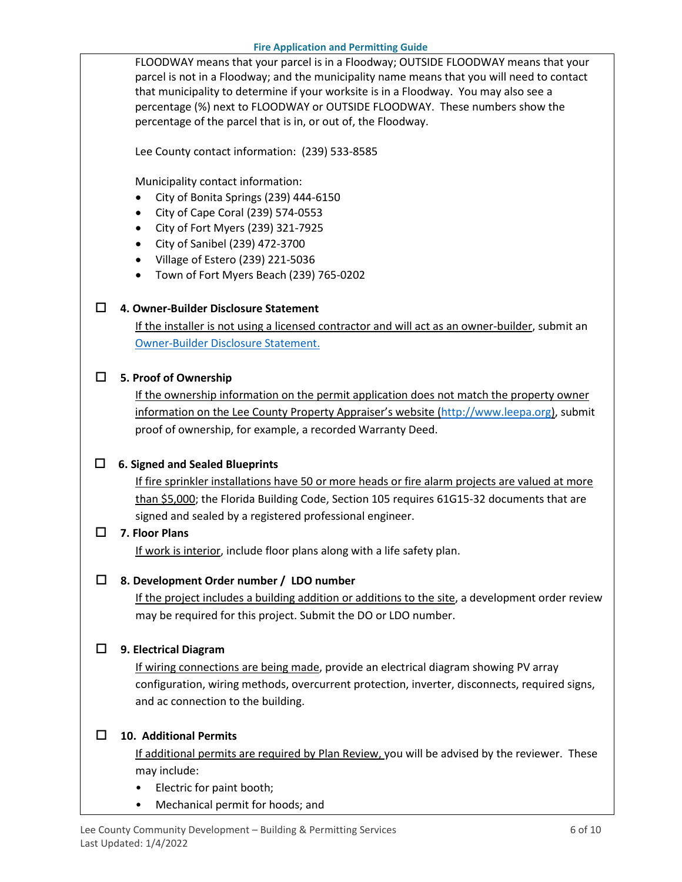FLOODWAY means that your parcel is in a Floodway; OUTSIDE FLOODWAY means that your parcel is not in a Floodway; and the municipality name means that you will need to contact that municipality to determine if your worksite is in a Floodway. You may also see a percentage (%) next to FLOODWAY or OUTSIDE FLOODWAY. These numbers show the percentage of the parcel that is in, or out of, the Floodway.

Lee County contact information: (239) 533-8585

Municipality contact information:

- City of Bonita Springs (239) 444-6150
- City of Cape Coral (239) 574-0553
- City of Fort Myers (239) 321-7925
- City of Sanibel (239) 472-3700
- Village of Estero (239) 221-5036
- Town of Fort Myers Beach (239) 765-0202

☐ **4. Owner-Builder Disclosure Statement**

If the installer is not using a licensed contractor and will act as an owner-builder, submit an Owner-Builder Disclosure Statement.

☐ **5. Proof of Ownership**

If the ownership information on the permit application does not match the property owner information on the Lee County Property Appraiser's website (http://www.leepa.org), submit proof of ownership, for example, a recorded Warranty Deed.

☐ **6. Signed and Sealed Blueprints**

If fire sprinkler installations have 50 or more heads or fire alarm projects are valued at more than $5,000; the Florida Building Code, Section 105 requires 61G15-32 documents that are signed and sealed by a registered professional engineer.

☐ **7. Floor Plans**

If work is interior, include floor plans along with a life safety plan.

☐ **8. Development Order number / LDO number**

If the project includes a building addition or additions to the site, a development order review may be required for this project. Submit the DO or LDO number.

☐ **9. Electrical Diagram**

If wiring connections are being made, provide an electrical diagram showing PV array configuration, wiring methods, overcurrent protection, inverter, disconnects, required signs, and ac connection to the building.

☐ **10. Additional Permits**

If additional permits are required by Plan Review, you will be advised by the reviewer. These may include:

- Electric for paint booth;
- Mechanical permit for hoods; and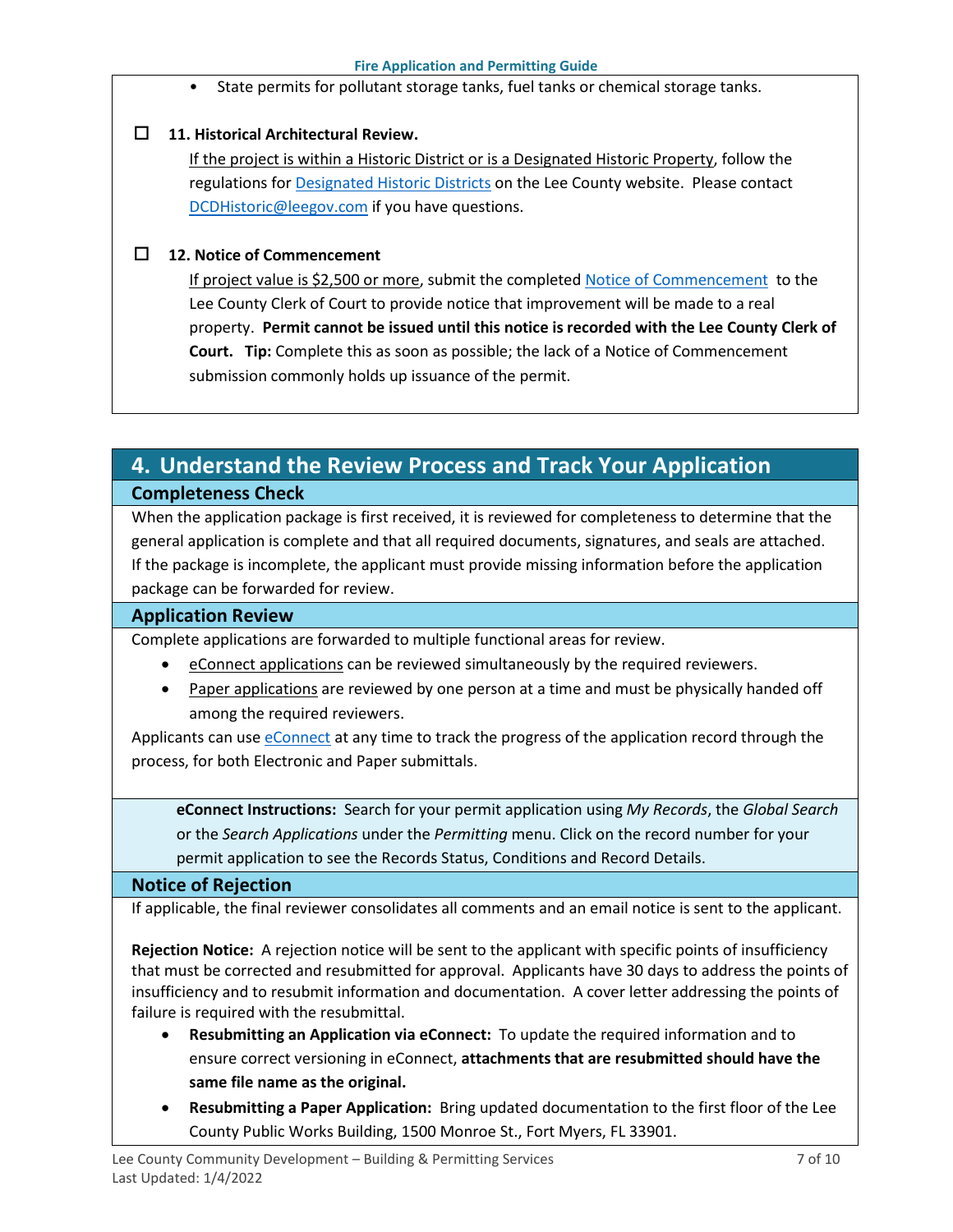- State permits for pollutant storage tanks, fuel tanks or chemical storage tanks.

- [ ] **11. Historical Architectural Review.**

  If the project is within a Historic District or is a Designated Historic Property, follow the regulations for Designated Historic Districts on the Lee County website. Please contact DCDHistoric@leegov.com if you have questions.

- [ ] **12. Notice of Commencement**

  If project value is $2,500 or more, submit the completed Notice of Commencement to the Lee County Clerk of Court to provide notice that improvement will be made to a real property. **Permit cannot be issued until this notice is recorded with the Lee County Clerk of Court. Tip:** Complete this as soon as possible; the lack of a Notice of Commencement submission commonly holds up issuance of the permit.

## 4. Understand the Review Process and Track Your Application

### Completeness Check

When the application package is first received, it is reviewed for completeness to determine that the general application is complete and that all required documents, signatures, and seals are attached. If the package is incomplete, the applicant must provide missing information before the application package can be forwarded for review.

### Application Review

Complete applications are forwarded to multiple functional areas for review.

- eConnect applications can be reviewed simultaneously by the required reviewers.
- Paper applications are reviewed by one person at a time and must be physically handed off among the required reviewers.

Applicants can use eConnect at any time to track the progress of the application record through the process, for both Electronic and Paper submittals.

> **eConnect Instructions:** Search for your permit application using *My Records*, the *Global Search* or the *Search Applications* under the *Permitting* menu. Click on the record number for your permit application to see the Records Status, Conditions and Record Details.

### Notice of Rejection

If applicable, the final reviewer consolidates all comments and an email notice is sent to the applicant.

**Rejection Notice:** A rejection notice will be sent to the applicant with specific points of insufficiency that must be corrected and resubmitted for approval. Applicants have 30 days to address the points of insufficiency and to resubmit information and documentation. A cover letter addressing the points of failure is required with the resubmittal.

- **Resubmitting an Application via eConnect:** To update the required information and to ensure correct versioning in eConnect, **attachments that are resubmitted should have the same file name as the original.**
- **Resubmitting a Paper Application:** Bring updated documentation to the first floor of the Lee County Public Works Building, 1500 Monroe St., Fort Myers, FL 33901.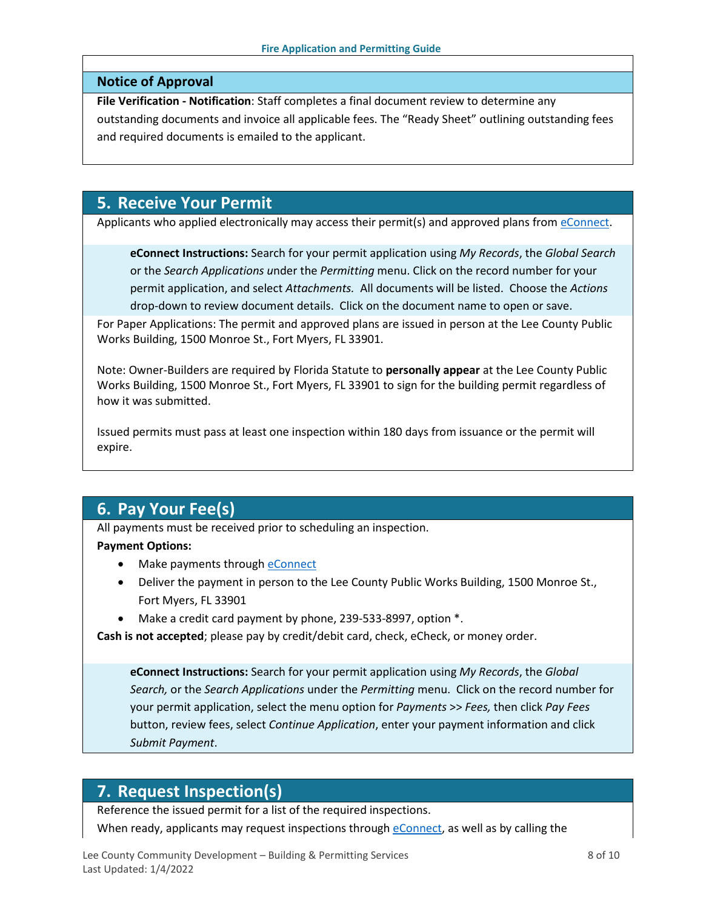### Notice of Approval

**File Verification - Notification**: Staff completes a final document review to determine any outstanding documents and invoice all applicable fees. The "Ready Sheet" outlining outstanding fees and required documents is emailed to the applicant.

## 5. Receive Your Permit

Applicants who applied electronically may access their permit(s) and approved plans from eConnect.

> **eConnect Instructions:** Search for your permit application using *My Records*, the *Global Search* or the *Search Applications* under the *Permitting* menu. Click on the record number for your permit application, and select *Attachments.* All documents will be listed. Choose the *Actions* drop-down to review document details. Click on the document name to open or save.

For Paper Applications: The permit and approved plans are issued in person at the Lee County Public Works Building, 1500 Monroe St., Fort Myers, FL 33901.

Note: Owner-Builders are required by Florida Statute to **personally appear** at the Lee County Public Works Building, 1500 Monroe St., Fort Myers, FL 33901 to sign for the building permit regardless of how it was submitted.

Issued permits must pass at least one inspection within 180 days from issuance or the permit will expire.

## 6. Pay Your Fee(s)

All payments must be received prior to scheduling an inspection.

**Payment Options:**

- Make payments through eConnect
- Deliver the payment in person to the Lee County Public Works Building, 1500 Monroe St., Fort Myers, FL 33901
- Make a credit card payment by phone, 239-533-8997, option *.

**Cash is not accepted**; please pay by credit/debit card, check, eCheck, or money order.

> **eConnect Instructions:** Search for your permit application using *My Records*, the *Global Search,* or the *Search Applications* under the *Permitting* menu. Click on the record number for your permit application, select the menu option for *Payments* >> *Fees,* then click *Pay Fees* button, review fees, select *Continue Application*, enter your payment information and click *Submit Payment*.

## 7. Request Inspection(s)

Reference the issued permit for a list of the required inspections.

When ready, applicants may request inspections through eConnect, as well as by calling the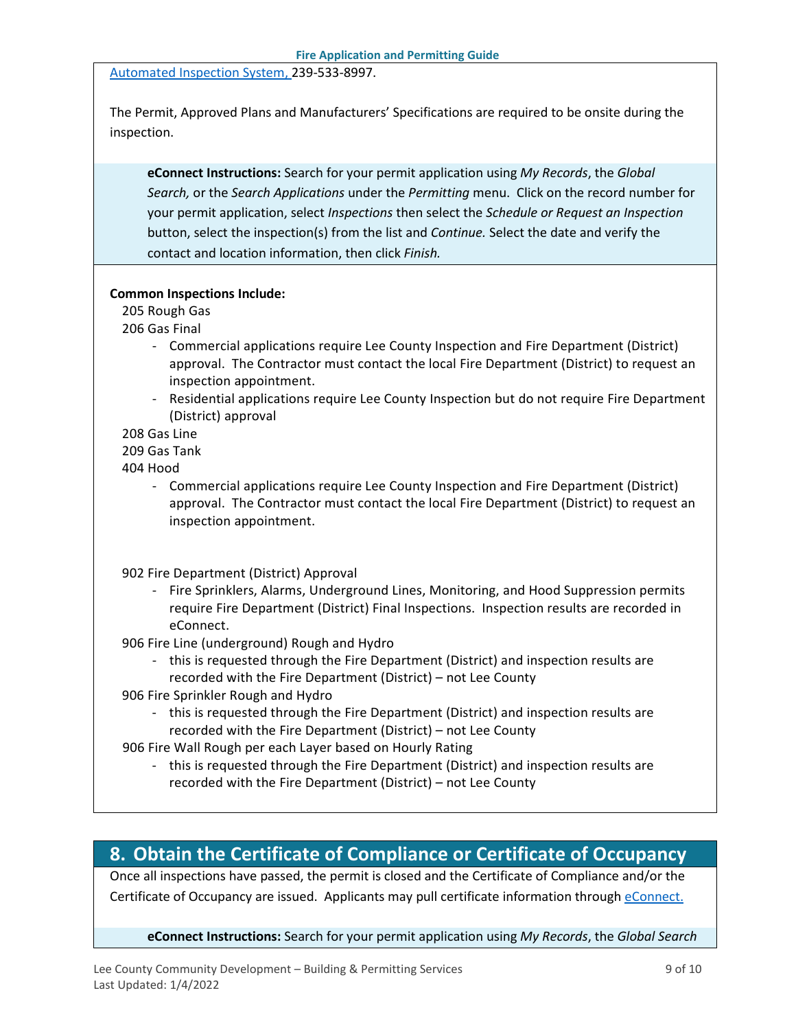[Automated Inspection System,](#) 239-533-8997.

The Permit, Approved Plans and Manufacturers' Specifications are required to be onsite during the inspection.

**eConnect Instructions:** Search for your permit application using *My Records*, the *Global Search,* or the *Search Applications* under the *Permitting* menu. Click on the record number for your permit application, select *Inspections* then select the *Schedule or Request an Inspection* button, select the inspection(s) from the list and *Continue.* Select the date and verify the contact and location information, then click *Finish.*

**Common Inspections Include:**

205 Rough Gas

206 Gas Final

- Commercial applications require Lee County Inspection and Fire Department (District) approval. The Contractor must contact the local Fire Department (District) to request an inspection appointment.
- Residential applications require Lee County Inspection but do not require Fire Department (District) approval

208 Gas Line

209 Gas Tank

404 Hood

- Commercial applications require Lee County Inspection and Fire Department (District) approval. The Contractor must contact the local Fire Department (District) to request an inspection appointment.

902 Fire Department (District) Approval

- Fire Sprinklers, Alarms, Underground Lines, Monitoring, and Hood Suppression permits require Fire Department (District) Final Inspections. Inspection results are recorded in eConnect.

906 Fire Line (underground) Rough and Hydro

- this is requested through the Fire Department (District) and inspection results are recorded with the Fire Department (District) – not Lee County

906 Fire Sprinkler Rough and Hydro

- this is requested through the Fire Department (District) and inspection results are recorded with the Fire Department (District) – not Lee County

906 Fire Wall Rough per each Layer based on Hourly Rating

- this is requested through the Fire Department (District) and inspection results are recorded with the Fire Department (District) – not Lee County

## 8. Obtain the Certificate of Compliance or Certificate of Occupancy

Once all inspections have passed, the permit is closed and the Certificate of Compliance and/or the Certificate of Occupancy are issued. Applicants may pull certificate information through [eConnect.](#)

**eConnect Instructions:** Search for your permit application using *My Records*, the *Global Search*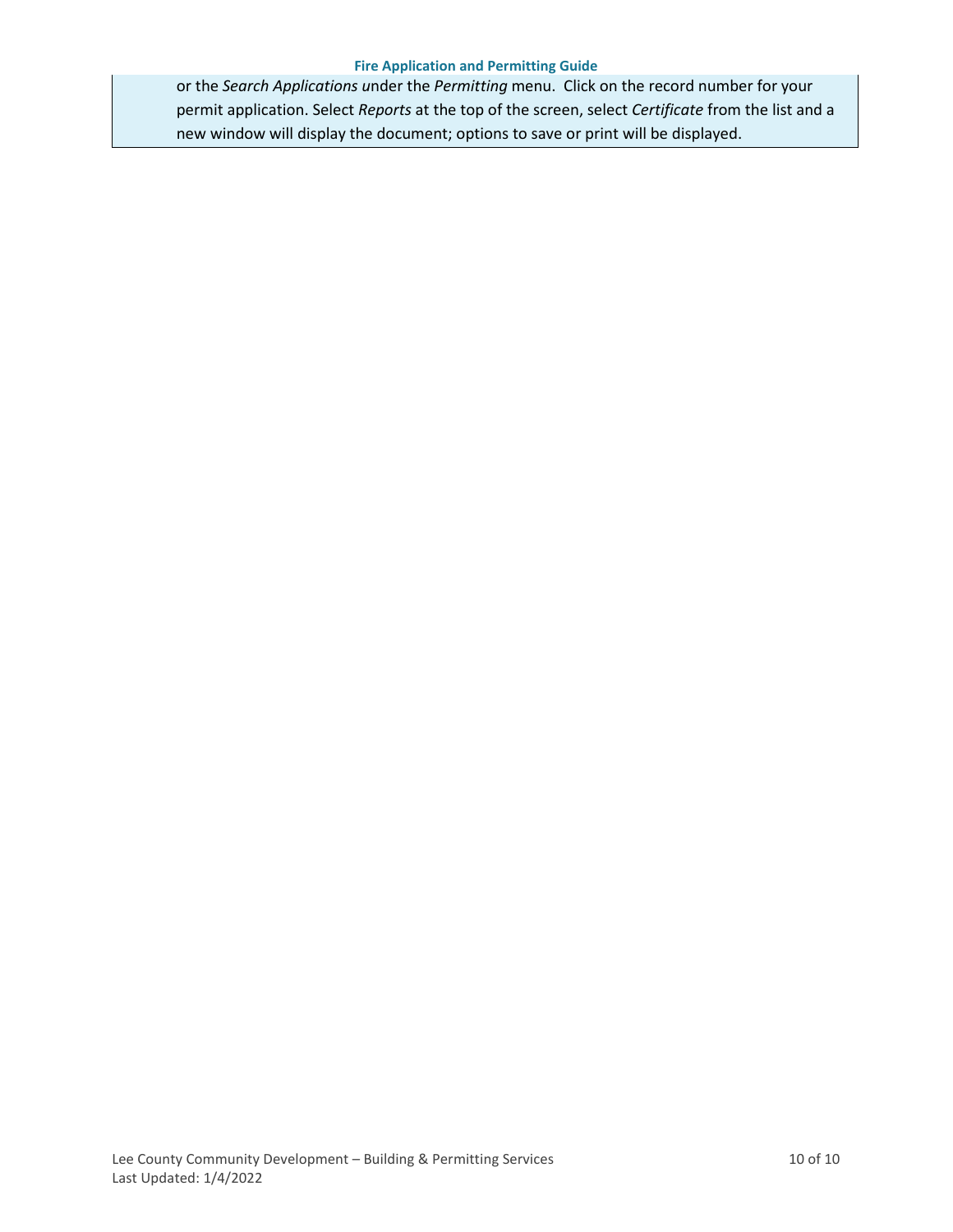or the *Search Applications u*nder the *Permitting* menu. Click on the record number for your permit application. Select *Reports* at the top of the screen, select *Certificate* from the list and a new window will display the document; options to save or print will be displayed.